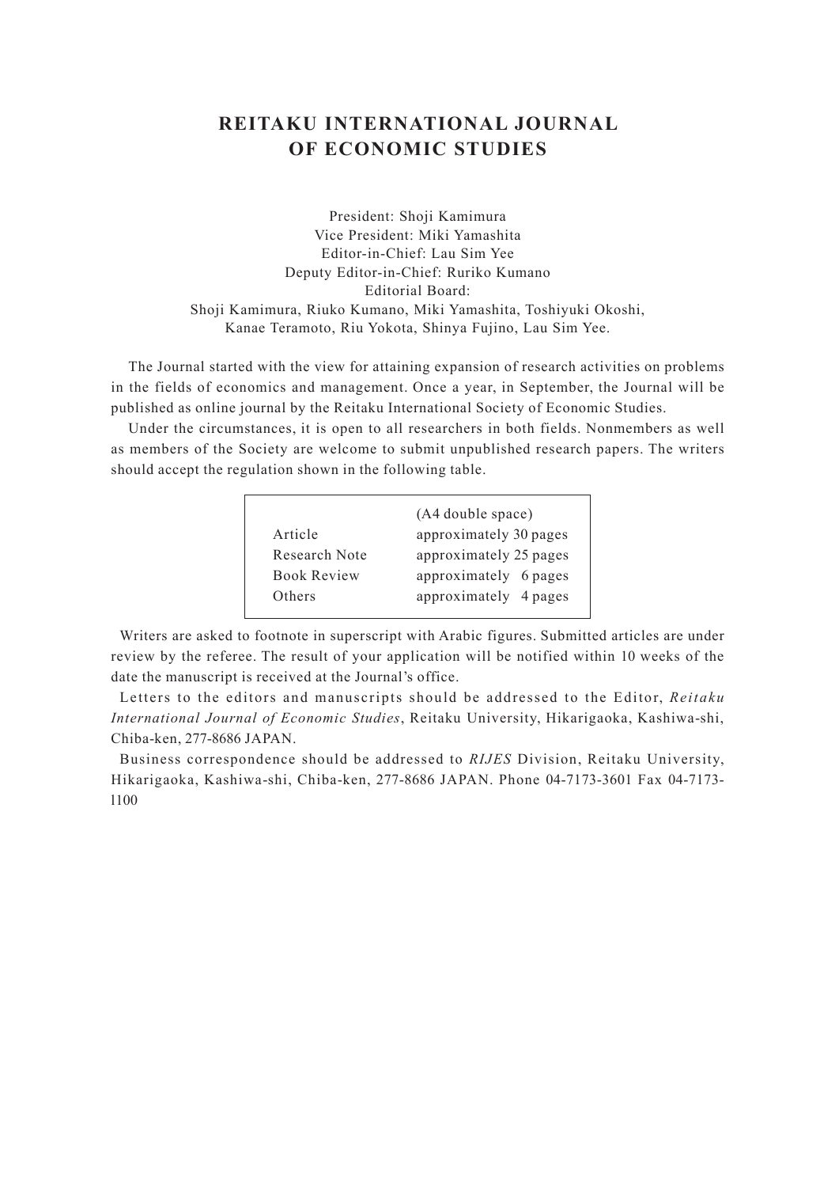# REITAKU INTERNATIONAL JOURNAL OF ECONOMIC STUDIES

President: Shoji Kamimura
Vice President: Miki Yamashita
Editor-in-Chief: Lau Sim Yee
Deputy Editor-in-Chief: Ruriko Kumano
Editorial Board:
Shoji Kamimura, Riuko Kumano, Miki Yamashita, Toshiyuki Okoshi,
Kanae Teramoto, Riu Yokota, Shinya Fujino, Lau Sim Yee.

The Journal started with the view for attaining expansion of research activities on problems in the fields of economics and management. Once a year, in September, the Journal will be published as online journal by the Reitaku International Society of Economic Studies.

Under the circumstances, it is open to all researchers in both fields. Nonmembers as well as members of the Society are welcome to submit unpublished research papers. The writers should accept the regulation shown in the following table.

| | (A4 double space) |
|---|---|
| Article | approximately 30 pages |
| Research Note | approximately 25 pages |
| Book Review | approximately 6 pages |
| Others | approximately 4 pages |

Writers are asked to footnote in superscript with Arabic figures. Submitted articles are under review by the referee. The result of your application will be notified within 10 weeks of the date the manuscript is received at the Journal's office.

Letters to the editors and manuscripts should be addressed to the Editor, *Reitaku International Journal of Economic Studies*, Reitaku University, Hikarigaoka, Kashiwa-shi, Chiba-ken, 277-8686 JAPAN.

Business correspondence should be addressed to *RIJES* Division, Reitaku University, Hikarigaoka, Kashiwa-shi, Chiba-ken, 277-8686 JAPAN. Phone 04-7173-3601 Fax 04-7173-l100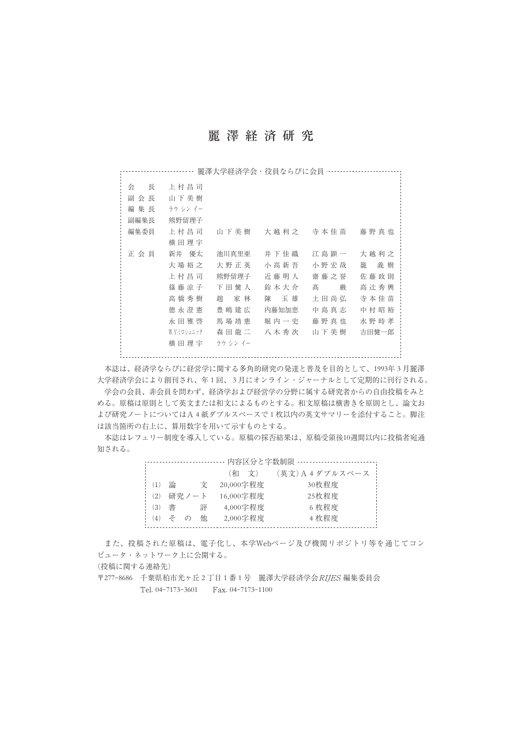# 麗澤経済研究

**麗澤大学経済学会・役員ならびに会員**

| | | | | | |
|---|---|---|---|---|---|
| 会　長 | 上村昌司 | | | | |
| 副会長 | 山下美樹 | | | | |
| 編集長 | ラウ シン イー | | | | |
| 副編集長 | 熊野留理子 | | | | |
| 編集委員 | 上村昌司 | 山下美樹 | 大越利之 | 寺本佳苗 | 藤野真也 |
| | 横田理宇 | | | | |
| 正会員 | 新井　優太 | 池川真里亜 | 井下佳織 | 江島顕一 | 大越利之 |
| | 大場裕之 | 大野正英 | 小高新吾 | 小野宏哉 | 籠　義樹 |
| | 上村昌司 | 熊野留理子 | 近藤明人 | 齋藤之誉 | 佐藤政則 |
| | 篠藤涼子 | 下田健人 | 鈴木大介 | 髙　巖 | 高辻秀興 |
| | 高橋秀樹 | 趙　家林 | 陳　玉雄 | 土田尚弘 | 寺本佳苗 |
| | 徳永澄憲 | 豊嶋建広 | 内藤知加恵 | 中島真志 | 中村昭裕 |
| | 永田雅啓 | 馬場靖憲 | 堀内一史 | 藤野真也 | 水野時孝 |
| | W.V.ミロシュニック | 森田龍二 | 八木秀次 | 山下美樹 | 吉田健一郎 |
| | 横田理宇 | ラウ シン イー | | | |

本誌は、経済学ならびに経営学に関する多角的研究の発達と普及を目的として、1993年３月麗澤大学経済学会により創刊され、年１回、３月にオンライン・ジャーナルとして定期的に刊行される。

学会の会員、非会員を問わず、経済学および経営学の分野に属する研究者からの自由投稿をみとめる。原稿は原則として英文または和文によるものとする。和文原稿は横書きを原則とし、論文および研究ノートについてはＡ４紙ダブルスペースで１枚以内の英文サマリーを添付すること。脚注は該当箇所の右上に、算用数字を用いて示すものとする。

本誌はレフェリー制度を導入している。原稿の採否結果は、原稿受領後10週間以内に投稿者宛通知される。

**内容区分と字数制限**

| | （和　文） | （英文）Ａ４ダブルスペース |
|---|---|---|
| ⑴ 論　　文 | 20,000字程度 | 30枚程度 |
| ⑵ 研究ノート | 16,000字程度 | 25枚程度 |
| ⑶ 書　　評 | 4,000字程度 | ６枚程度 |
| ⑷ そ の 他 | 2,000字程度 | ４枚程度 |

また、投稿された原稿は、電子化し、本学Webページ及び機関リポジトリ等を通じてコンピュータ・ネットワーク上に公開する。

（投稿に関する連絡先）

〒277-8686　千葉県柏市光ヶ丘２丁目１番１号　麗澤大学経済学会 *RIJES* 編集委員会

Tel. 04-7173-3601　　Fax. 04-7173-1100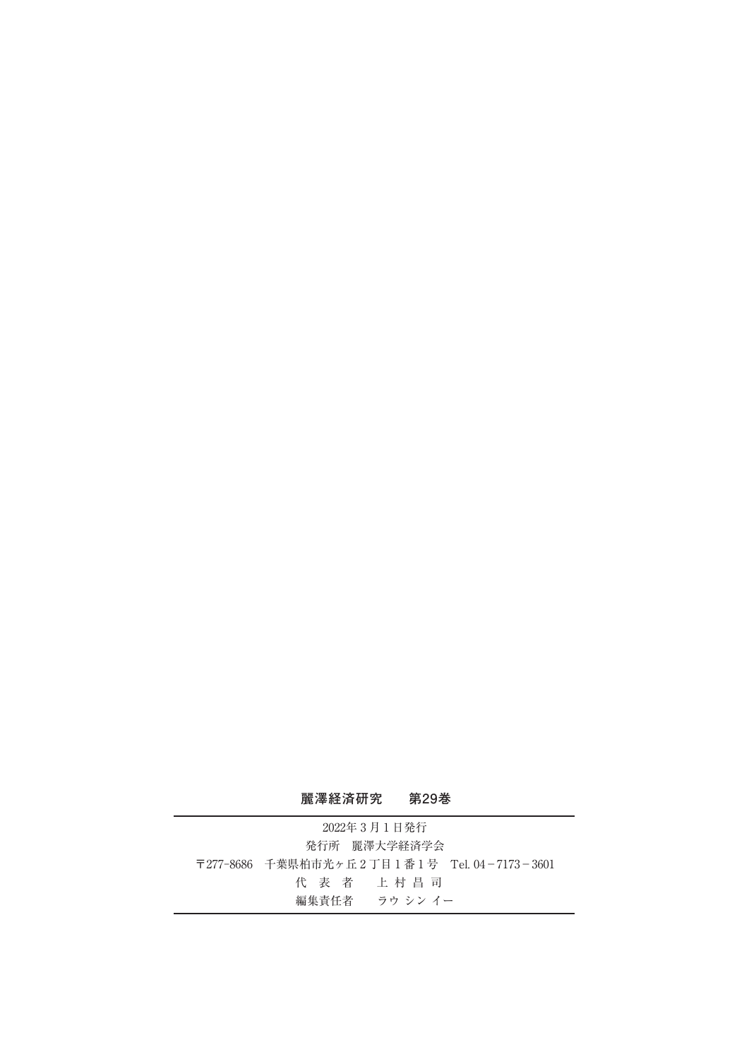**麗澤経済研究　　第29巻**

---

2022年３月１日発行

発行所　麗澤大学経済学会

〒277-8686　千葉県柏市光ヶ丘２丁目１番１号　Tel. 04－7173－3601

代 表 者　　上 村 昌 司

編集責任者　　ラウ シン イー

---